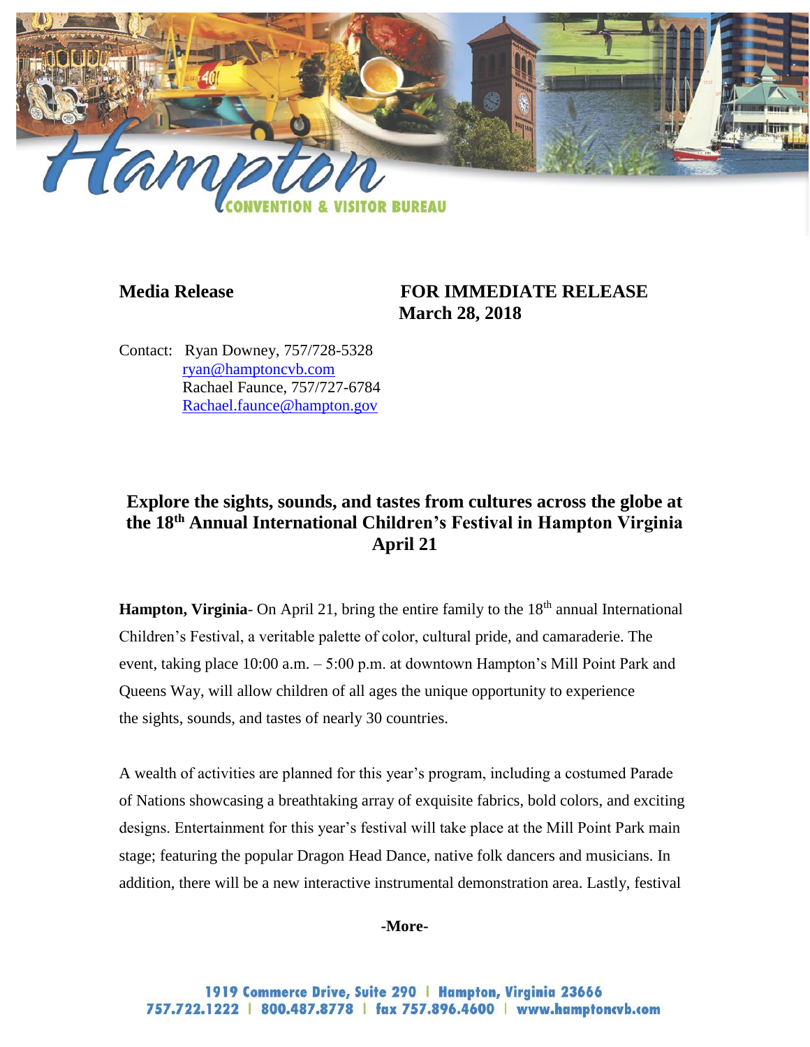**Media Release** **FOR IMMEDIATE RELEASE**
**March 28, 2018**

Contact: Ryan Downey, 757/728-5328
ryan@hamptoncvb.com
Rachael Faunce, 757/727-6784
Rachael.faunce@hampton.gov

## Explore the sights, sounds, and tastes from cultures across the globe at the 18th Annual International Children's Festival in Hampton Virginia April 21

**Hampton, Virginia**- On April 21, bring the entire family to the 18th annual International Children's Festival, a veritable palette of color, cultural pride, and camaraderie. The event, taking place 10:00 a.m. – 5:00 p.m. at downtown Hampton's Mill Point Park and Queens Way, will allow children of all ages the unique opportunity to experience the sights, sounds, and tastes of nearly 30 countries.

A wealth of activities are planned for this year's program, including a costumed Parade of Nations showcasing a breathtaking array of exquisite fabrics, bold colors, and exciting designs. Entertainment for this year's festival will take place at the Mill Point Park main stage; featuring the popular Dragon Head Dance, native folk dancers and musicians. In addition, there will be a new interactive instrumental demonstration area. Lastly, festival

**-More-**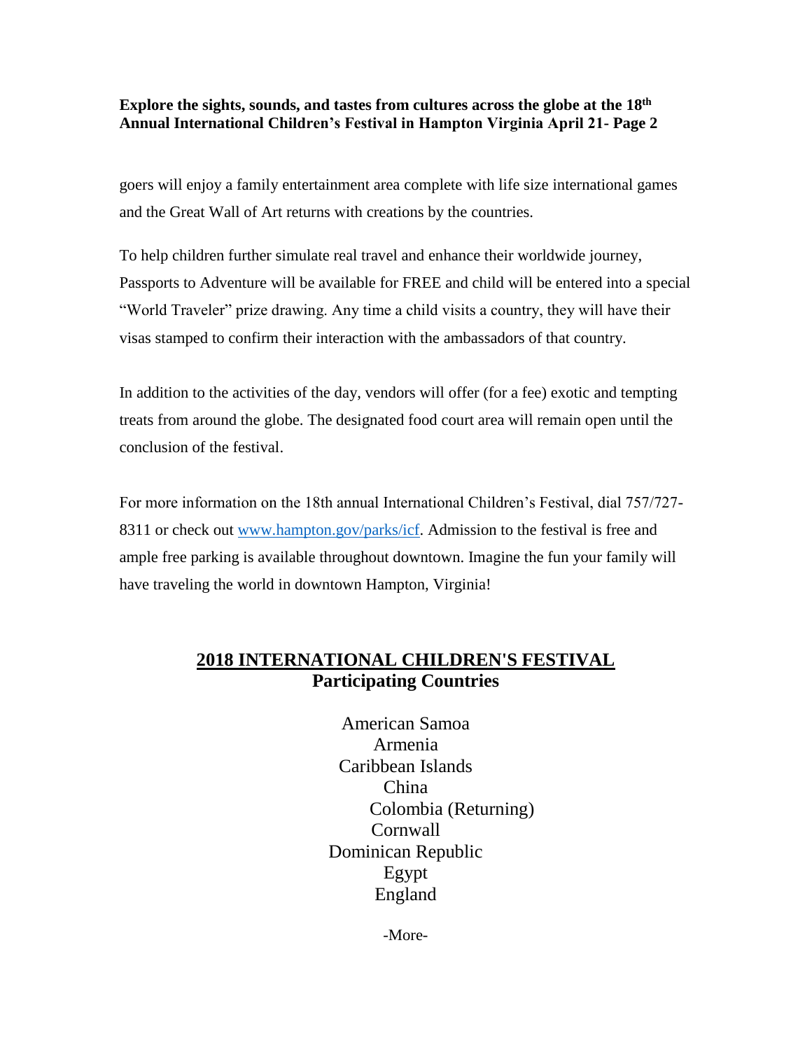goers will enjoy a family entertainment area complete with life size international games and the Great Wall of Art returns with creations by the countries.

To help children further simulate real travel and enhance their worldwide journey, Passports to Adventure will be available for FREE and child will be entered into a special "World Traveler" prize drawing. Any time a child visits a country, they will have their visas stamped to confirm their interaction with the ambassadors of that country.

In addition to the activities of the day, vendors will offer (for a fee) exotic and tempting treats from around the globe. The designated food court area will remain open until the conclusion of the festival.

For more information on the 18th annual International Children's Festival, dial 757/727-8311 or check out [www.hampton.gov/parks/icf](http://www.hampton.gov/parks/icf). Admission to the festival is free and ample free parking is available throughout downtown. Imagine the fun your family will have traveling the world in downtown Hampton, Virginia!

## 2018 INTERNATIONAL CHILDREN'S FESTIVAL
## Participating Countries

American Samoa
Armenia
Caribbean Islands
China
Colombia (Returning)
Cornwall
Dominican Republic
Egypt
England

-More-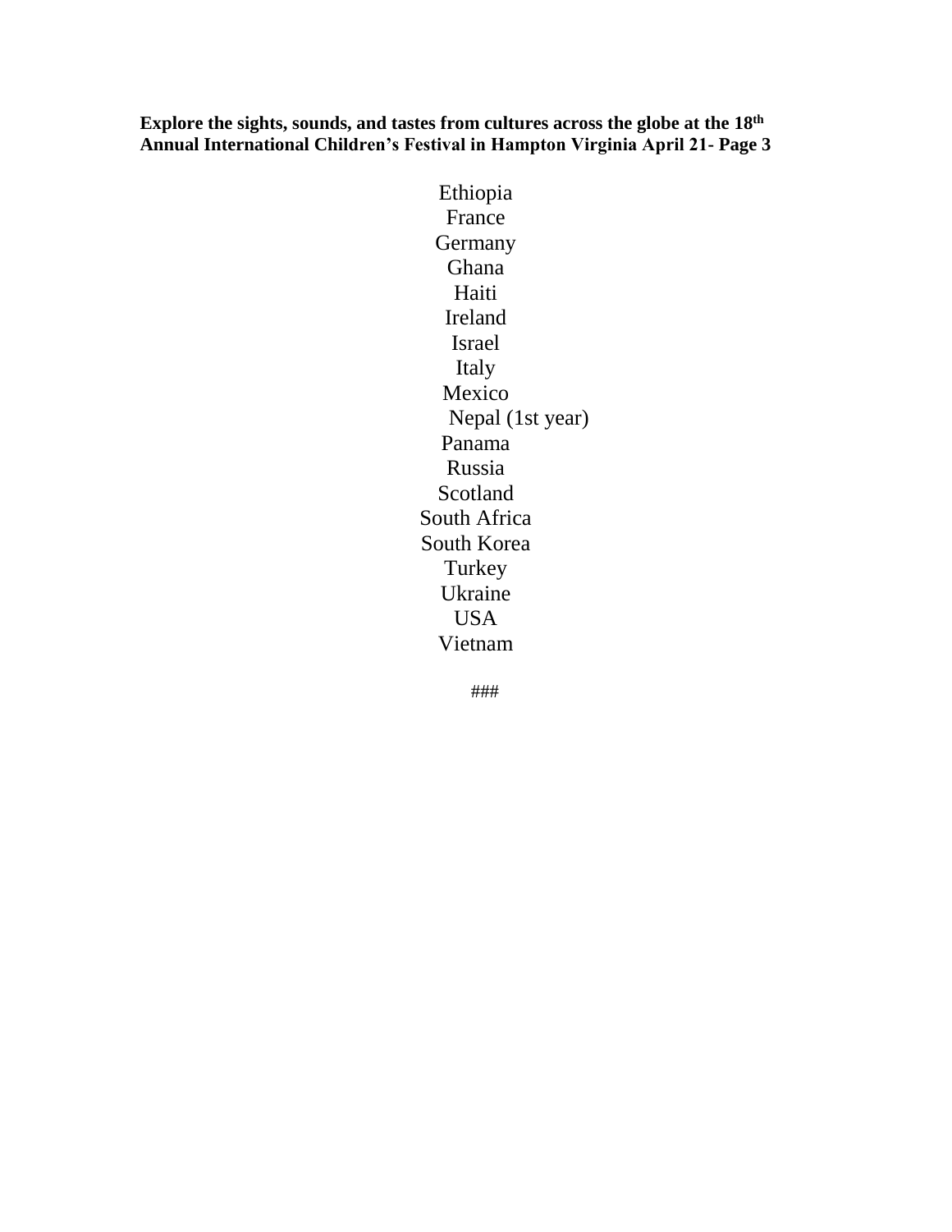Ethiopia
France
Germany
Ghana
Haiti
Ireland
Israel
Italy
Mexico
Nepal (1st year)
Panama
Russia
Scotland
South Africa
South Korea
Turkey
Ukraine
USA
Vietnam

###